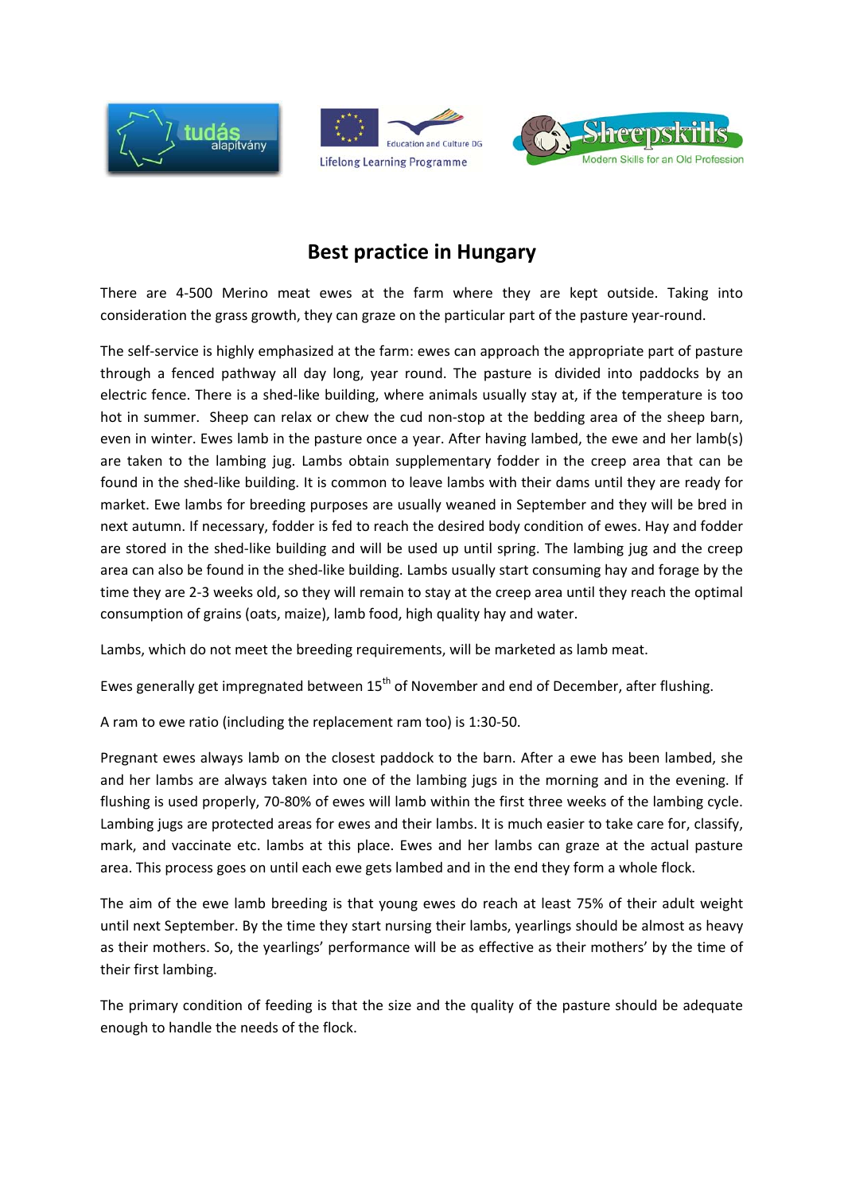# Best practice in Hungary

There are 4-500 Merino meat ewes at the farm where they are kept outside. Taking into consideration the grass growth, they can graze on the particular part of the pasture year-round.

The self-service is highly emphasized at the farm: ewes can approach the appropriate part of pasture through a fenced pathway all day long, year round. The pasture is divided into paddocks by an electric fence. There is a shed-like building, where animals usually stay at, if the temperature is too hot in summer. Sheep can relax or chew the cud non-stop at the bedding area of the sheep barn, even in winter. Ewes lamb in the pasture once a year. After having lambed, the ewe and her lamb(s) are taken to the lambing jug. Lambs obtain supplementary fodder in the creep area that can be found in the shed-like building. It is common to leave lambs with their dams until they are ready for market. Ewe lambs for breeding purposes are usually weaned in September and they will be bred in next autumn. If necessary, fodder is fed to reach the desired body condition of ewes. Hay and fodder are stored in the shed-like building and will be used up until spring. The lambing jug and the creep area can also be found in the shed-like building. Lambs usually start consuming hay and forage by the time they are 2-3 weeks old, so they will remain to stay at the creep area until they reach the optimal consumption of grains (oats, maize), lamb food, high quality hay and water.

Lambs, which do not meet the breeding requirements, will be marketed as lamb meat.

Ewes generally get impregnated between 15th of November and end of December, after flushing.

A ram to ewe ratio (including the replacement ram too) is 1:30-50.

Pregnant ewes always lamb on the closest paddock to the barn. After a ewe has been lambed, she and her lambs are always taken into one of the lambing jugs in the morning and in the evening. If flushing is used properly, 70-80% of ewes will lamb within the first three weeks of the lambing cycle. Lambing jugs are protected areas for ewes and their lambs. It is much easier to take care for, classify, mark, and vaccinate etc. lambs at this place. Ewes and her lambs can graze at the actual pasture area. This process goes on until each ewe gets lambed and in the end they form a whole flock.

The aim of the ewe lamb breeding is that young ewes do reach at least 75% of their adult weight until next September. By the time they start nursing their lambs, yearlings should be almost as heavy as their mothers. So, the yearlings' performance will be as effective as their mothers' by the time of their first lambing.

The primary condition of feeding is that the size and the quality of the pasture should be adequate enough to handle the needs of the flock.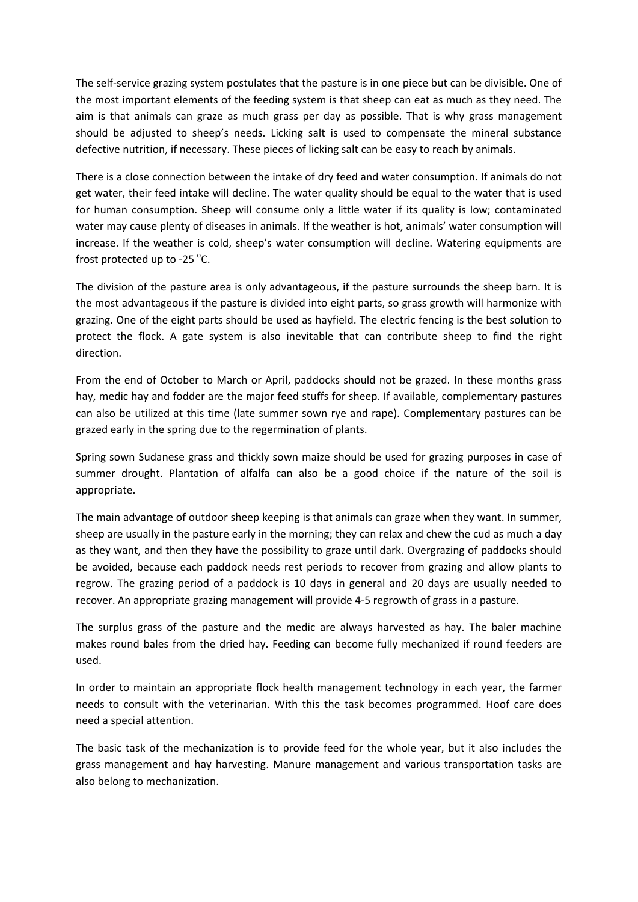The self-service grazing system postulates that the pasture is in one piece but can be divisible. One of the most important elements of the feeding system is that sheep can eat as much as they need. The aim is that animals can graze as much grass per day as possible. That is why grass management should be adjusted to sheep's needs. Licking salt is used to compensate the mineral substance defective nutrition, if necessary. These pieces of licking salt can be easy to reach by animals.

There is a close connection between the intake of dry feed and water consumption. If animals do not get water, their feed intake will decline. The water quality should be equal to the water that is used for human consumption. Sheep will consume only a little water if its quality is low; contaminated water may cause plenty of diseases in animals. If the weather is hot, animals' water consumption will increase. If the weather is cold, sheep's water consumption will decline. Watering equipments are frost protected up to -25 °C.

The division of the pasture area is only advantageous, if the pasture surrounds the sheep barn. It is the most advantageous if the pasture is divided into eight parts, so grass growth will harmonize with grazing. One of the eight parts should be used as hayfield. The electric fencing is the best solution to protect the flock. A gate system is also inevitable that can contribute sheep to find the right direction.

From the end of October to March or April, paddocks should not be grazed. In these months grass hay, medic hay and fodder are the major feed stuffs for sheep. If available, complementary pastures can also be utilized at this time (late summer sown rye and rape). Complementary pastures can be grazed early in the spring due to the regermination of plants.

Spring sown Sudanese grass and thickly sown maize should be used for grazing purposes in case of summer drought. Plantation of alfalfa can also be a good choice if the nature of the soil is appropriate.

The main advantage of outdoor sheep keeping is that animals can graze when they want. In summer, sheep are usually in the pasture early in the morning; they can relax and chew the cud as much a day as they want, and then they have the possibility to graze until dark. Overgrazing of paddocks should be avoided, because each paddock needs rest periods to recover from grazing and allow plants to regrow. The grazing period of a paddock is 10 days in general and 20 days are usually needed to recover. An appropriate grazing management will provide 4-5 regrowth of grass in a pasture.

The surplus grass of the pasture and the medic are always harvested as hay. The baler machine makes round bales from the dried hay. Feeding can become fully mechanized if round feeders are used.

In order to maintain an appropriate flock health management technology in each year, the farmer needs to consult with the veterinarian. With this the task becomes programmed. Hoof care does need a special attention.

The basic task of the mechanization is to provide feed for the whole year, but it also includes the grass management and hay harvesting. Manure management and various transportation tasks are also belong to mechanization.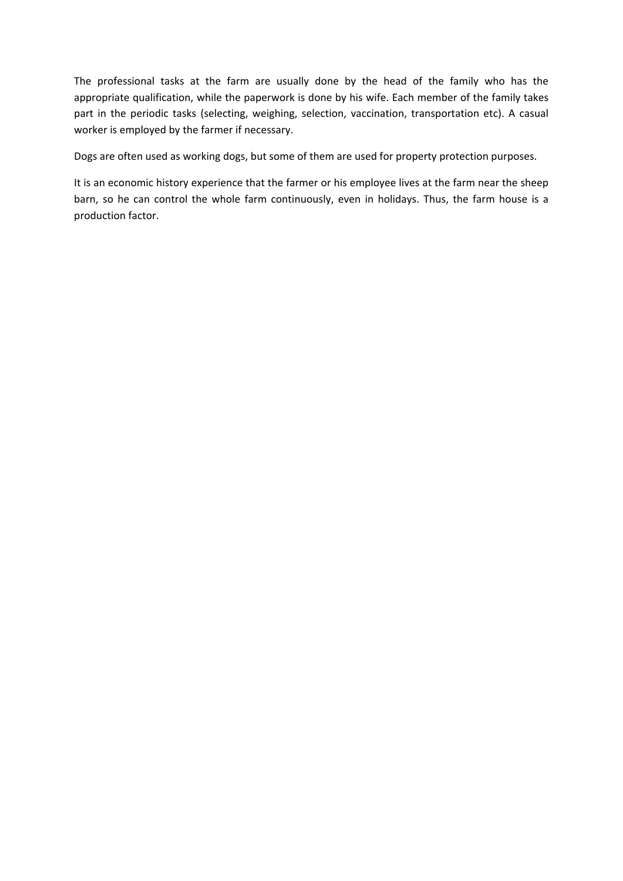The professional tasks at the farm are usually done by the head of the family who has the appropriate qualification, while the paperwork is done by his wife. Each member of the family takes part in the periodic tasks (selecting, weighing, selection, vaccination, transportation etc). A casual worker is employed by the farmer if necessary.

Dogs are often used as working dogs, but some of them are used for property protection purposes.

It is an economic history experience that the farmer or his employee lives at the farm near the sheep barn, so he can control the whole farm continuously, even in holidays. Thus, the farm house is a production factor.